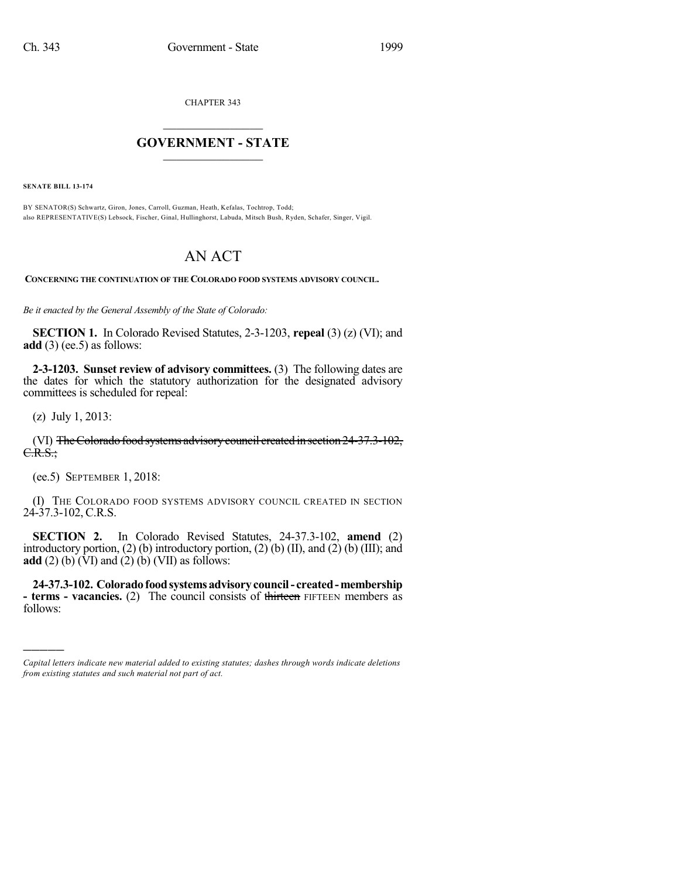CHAPTER 343

# GOVERNMENT - STATE

**SENATE BILL 13-174**

BY SENATOR(S) Schwartz, Giron, Jones, Carroll, Guzman, Heath, Kefalas, Tochtrop, Todd;
also REPRESENTATIVE(S) Lebsock, Fischer, Ginal, Hullinghorst, Labuda, Mitsch Bush, Ryden, Schafer, Singer, Vigil.

# AN ACT

**CONCERNING THE CONTINUATION OF THE COLORADO FOOD SYSTEMS ADVISORY COUNCIL.**

*Be it enacted by the General Assembly of the State of Colorado:*

**SECTION 1.** In Colorado Revised Statutes, 2-3-1203, **repeal** (3) (z) (VI); and **add** (3) (ee.5) as follows:

**2-3-1203. Sunset review of advisory committees.** (3) The following dates are the dates for which the statutory authorization for the designated advisory committees is scheduled for repeal:

(z) July 1, 2013:

(VI) ~~The Colorado food systems advisory council created in section 24-37.3-102, C.R.S.;~~

(ee.5) SEPTEMBER 1, 2018:

(I) THE COLORADO FOOD SYSTEMS ADVISORY COUNCIL CREATED IN SECTION 24-37.3-102, C.R.S.

**SECTION 2.** In Colorado Revised Statutes, 24-37.3-102, **amend** (2) introductory portion, (2) (b) introductory portion, (2) (b) (II), and (2) (b) (III); and **add** (2) (b) (VI) and (2) (b) (VII) as follows:

**24-37.3-102. Colorado food systems advisory council - created - membership - terms - vacancies.** (2) The council consists of ~~thirteen~~ FIFTEEN members as follows:

*Capital letters indicate new material added to existing statutes; dashes through words indicate deletions from existing statutes and such material not part of act.*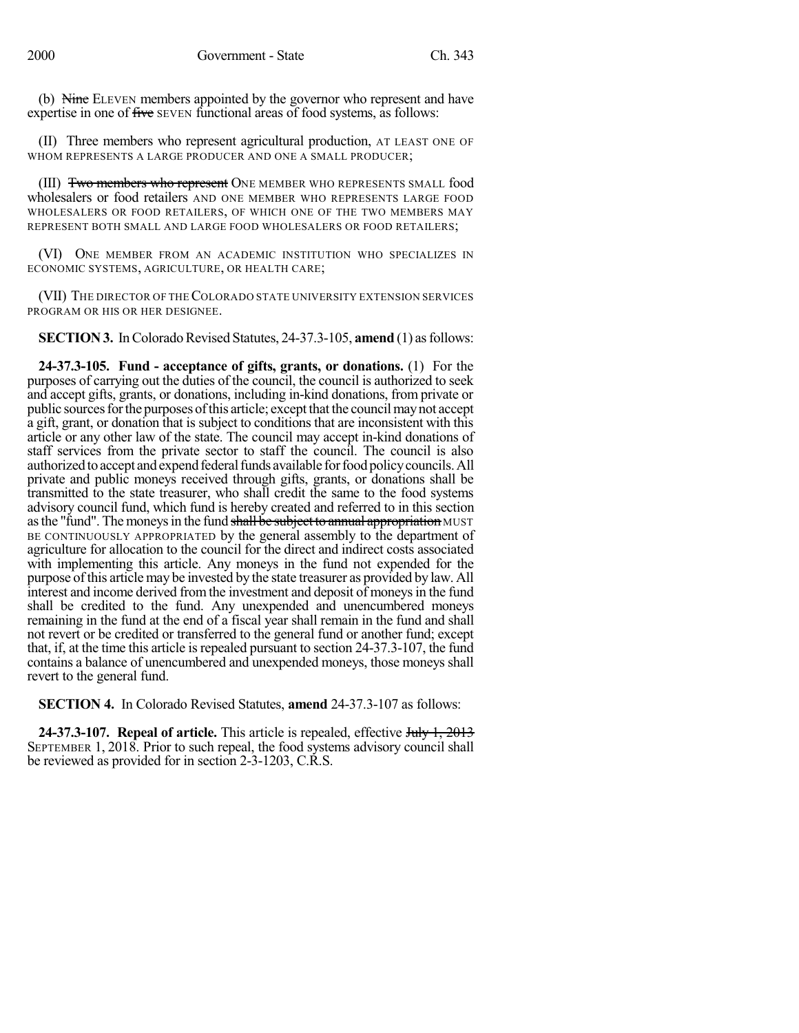(b) ~~Nine~~ ELEVEN members appointed by the governor who represent and have expertise in one of ~~five~~ SEVEN functional areas of food systems, as follows:

(II) Three members who represent agricultural production, AT LEAST ONE OF WHOM REPRESENTS A LARGE PRODUCER AND ONE A SMALL PRODUCER;

(III) ~~Two members who represent~~ ONE MEMBER WHO REPRESENTS SMALL food wholesalers or food retailers AND ONE MEMBER WHO REPRESENTS LARGE FOOD WHOLESALERS OR FOOD RETAILERS, OF WHICH ONE OF THE TWO MEMBERS MAY REPRESENT BOTH SMALL AND LARGE FOOD WHOLESALERS OR FOOD RETAILERS;

(VI) ONE MEMBER FROM AN ACADEMIC INSTITUTION WHO SPECIALIZES IN ECONOMIC SYSTEMS, AGRICULTURE, OR HEALTH CARE;

(VII) THE DIRECTOR OF THE COLORADO STATE UNIVERSITY EXTENSION SERVICES PROGRAM OR HIS OR HER DESIGNEE.

**SECTION 3.** In Colorado Revised Statutes, 24-37.3-105, **amend** (1) as follows:

**24-37.3-105. Fund - acceptance of gifts, grants, or donations.** (1) For the purposes of carrying out the duties of the council, the council is authorized to seek and accept gifts, grants, or donations, including in-kind donations, from private or public sources for the purposes of this article; except that the council may not accept a gift, grant, or donation that is subject to conditions that are inconsistent with this article or any other law of the state. The council may accept in-kind donations of staff services from the private sector to staff the council. The council is also authorized to accept and expend federal funds available for food policy councils. All private and public moneys received through gifts, grants, or donations shall be transmitted to the state treasurer, who shall credit the same to the food systems advisory council fund, which fund is hereby created and referred to in this section as the "fund". The moneys in the fund ~~shall be subject to annual appropriation~~ MUST BE CONTINUOUSLY APPROPRIATED by the general assembly to the department of agriculture for allocation to the council for the direct and indirect costs associated with implementing this article. Any moneys in the fund not expended for the purpose of this article may be invested by the state treasurer as provided by law. All interest and income derived from the investment and deposit of moneys in the fund shall be credited to the fund. Any unexpended and unencumbered moneys remaining in the fund at the end of a fiscal year shall remain in the fund and shall not revert or be credited or transferred to the general fund or another fund; except that, if, at the time this article is repealed pursuant to section 24-37.3-107, the fund contains a balance of unencumbered and unexpended moneys, those moneys shall revert to the general fund.

**SECTION 4.** In Colorado Revised Statutes, **amend** 24-37.3-107 as follows:

**24-37.3-107. Repeal of article.** This article is repealed, effective ~~July 1, 2013~~ SEPTEMBER 1, 2018. Prior to such repeal, the food systems advisory council shall be reviewed as provided for in section 2-3-1203, C.R.S.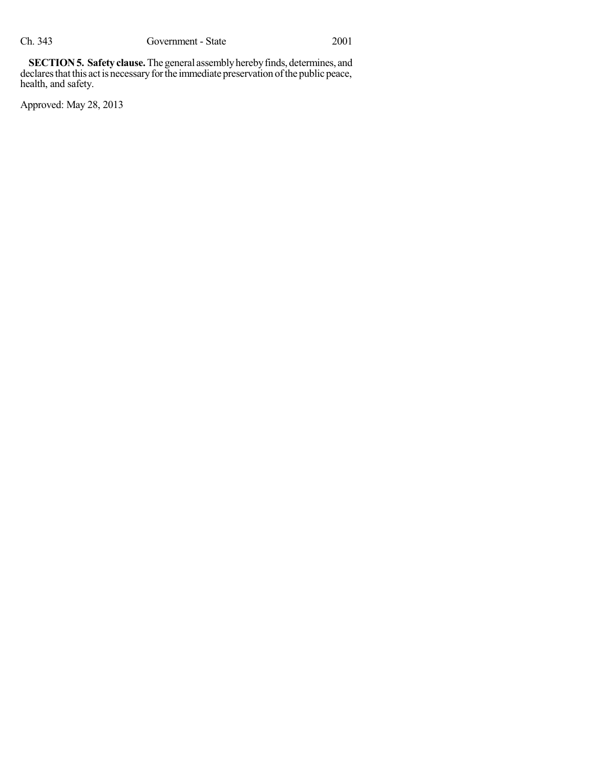**SECTION 5. Safety clause.** The general assembly hereby finds, determines, and declares that this act is necessary for the immediate preservation of the public peace, health, and safety.

Approved: May 28, 2013